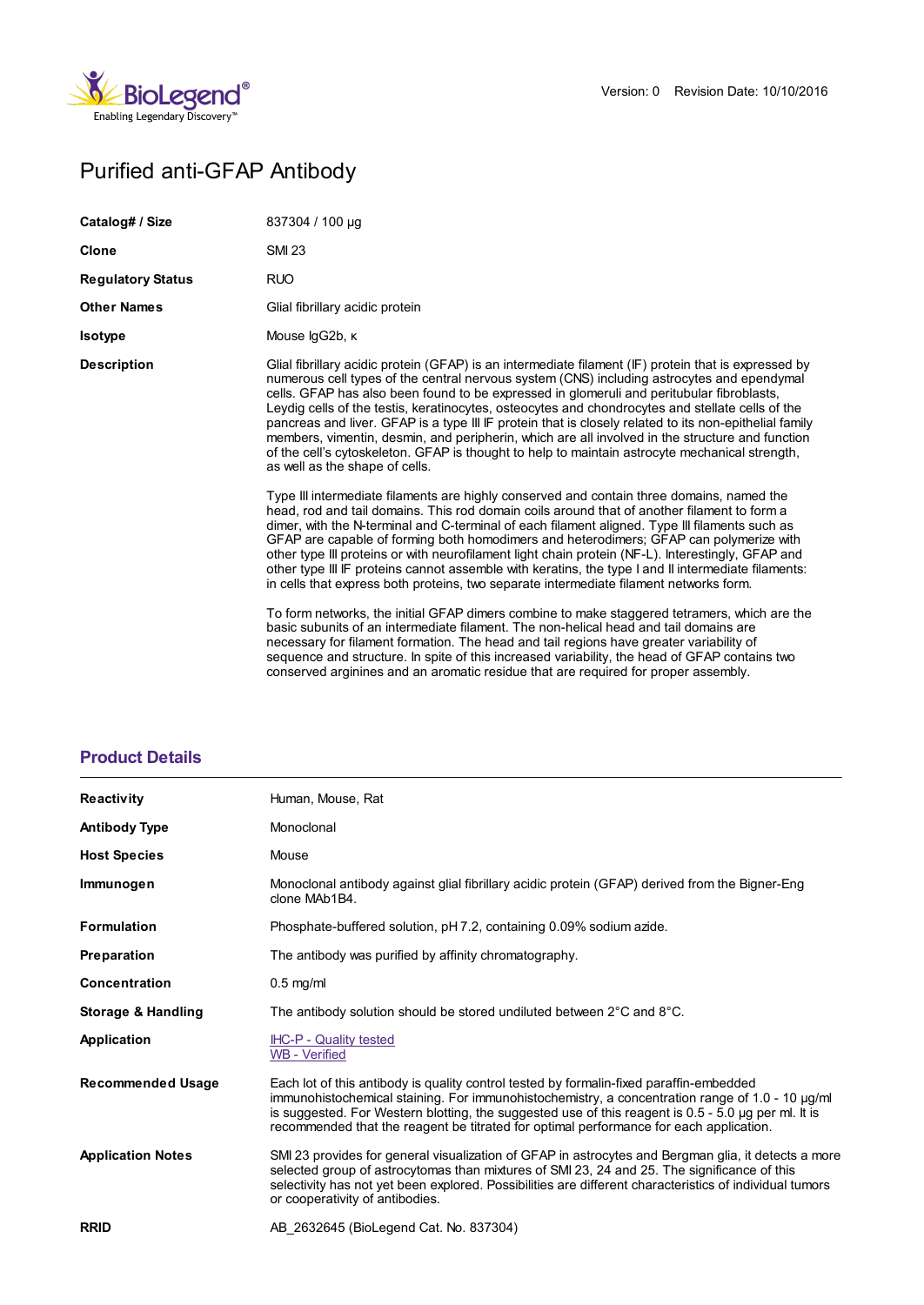Version: 0 Revision Date: 10/10/2016

# Purified anti-GFAP Antibody

| | |
|---|---|
| **Catalog# / Size** | 837304 / 100 µg |
| **Clone** | SMI 23 |
| **Regulatory Status** | RUO |
| **Other Names** | Glial fibrillary acidic protein |
| **Isotype** | Mouse IgG2b, κ |
| **Description** | Glial fibrillary acidic protein (GFAP) is an intermediate filament (IF) protein that is expressed by numerous cell types of the central nervous system (CNS) including astrocytes and ependymal cells. GFAP has also been found to be expressed in glomeruli and peritubular fibroblasts, Leydig cells of the testis, keratinocytes, osteocytes and chondrocytes and stellate cells of the pancreas and liver. GFAP is a type III IF protein that is closely related to its non-epithelial family members, vimentin, desmin, and peripherin, which are all involved in the structure and function of the cell's cytoskeleton. GFAP is thought to help to maintain astrocyte mechanical strength, as well as the shape of cells.<br><br>Type III intermediate filaments are highly conserved and contain three domains, named the head, rod and tail domains. This rod domain coils around that of another filament to form a dimer, with the N-terminal and C-terminal of each filament aligned. Type III filaments such as GFAP are capable of forming both homodimers and heterodimers; GFAP can polymerize with other type III proteins or with neurofilament light chain protein (NF-L). Interestingly, GFAP and other type III IF proteins cannot assemble with keratins, the type I and II intermediate filaments: in cells that express both proteins, two separate intermediate filament networks form.<br><br>To form networks, the initial GFAP dimers combine to make staggered tetramers, which are the basic subunits of an intermediate filament. The non-helical head and tail domains are necessary for filament formation. The head and tail regions have greater variability of sequence and structure. In spite of this increased variability, the head of GFAP contains two conserved arginines and an aromatic residue that are required for proper assembly. |

## Product Details

| | |
|---|---|
| **Reactivity** | Human, Mouse, Rat |
| **Antibody Type** | Monoclonal |
| **Host Species** | Mouse |
| **Immunogen** | Monoclonal antibody against glial fibrillary acidic protein (GFAP) derived from the Bigner-Eng clone MAb1B4. |
| **Formulation** | Phosphate-buffered solution, pH 7.2, containing 0.09% sodium azide. |
| **Preparation** | The antibody was purified by affinity chromatography. |
| **Concentration** | 0.5 mg/ml |
| **Storage & Handling** | The antibody solution should be stored undiluted between 2°C and 8°C. |
| **Application** | IHC-P - Quality tested<br>WB - Verified |
| **Recommended Usage** | Each lot of this antibody is quality control tested by formalin-fixed paraffin-embedded immunohistochemical staining. For immunohistochemistry, a concentration range of 1.0 - 10 µg/ml is suggested. For Western blotting, the suggested use of this reagent is 0.5 - 5.0 µg per ml. It is recommended that the reagent be titrated for optimal performance for each application. |
| **Application Notes** | SMI 23 provides for general visualization of GFAP in astrocytes and Bergman glia, it detects a more selected group of astrocytomas than mixtures of SMI 23, 24 and 25. The significance of this selectivity has not yet been explored. Possibilities are different characteristics of individual tumors or cooperativity of antibodies. |
| **RRID** | AB_2632645 (BioLegend Cat. No. 837304) |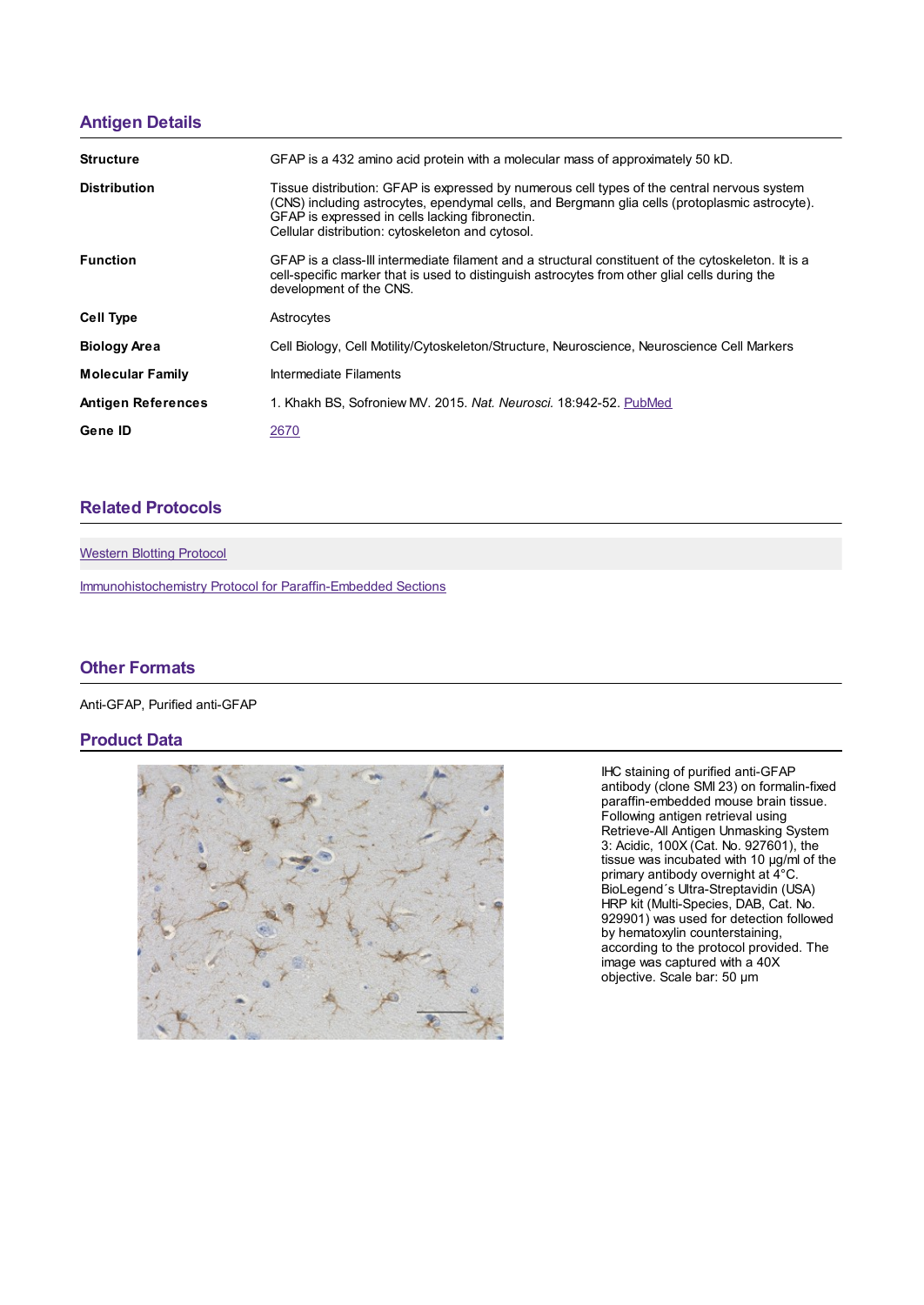## Antigen Details

| | |
|---|---|
| **Structure** | GFAP is a 432 amino acid protein with a molecular mass of approximately 50 kD. |
| **Distribution** | Tissue distribution: GFAP is expressed by numerous cell types of the central nervous system (CNS) including astrocytes, ependymal cells, and Bergmann glia cells (protoplasmic astrocyte). GFAP is expressed in cells lacking fibronectin.<br>Cellular distribution: cytoskeleton and cytosol. |
| **Function** | GFAP is a class-III intermediate filament and a structural constituent of the cytoskeleton. It is a cell-specific marker that is used to distinguish astrocytes from other glial cells during the development of the CNS. |
| **Cell Type** | Astrocytes |
| **Biology Area** | Cell Biology, Cell Motility/Cytoskeleton/Structure, Neuroscience, Neuroscience Cell Markers |
| **Molecular Family** | Intermediate Filaments |
| **Antigen References** | 1. Khakh BS, Sofroniew MV. 2015. *Nat. Neurosci.* 18:942-52. PubMed |
| **Gene ID** | 2670 |

## Related Protocols

Western Blotting Protocol

Immunohistochemistry Protocol for Paraffin-Embedded Sections

## Other Formats

Anti-GFAP, Purified anti-GFAP

## Product Data

IHC staining of purified anti-GFAP antibody (clone SMI 23) on formalin-fixed paraffin-embedded mouse brain tissue. Following antigen retrieval using Retrieve-All Antigen Unmasking System 3: Acidic, 100X (Cat. No. 927601), the tissue was incubated with 10 µg/ml of the primary antibody overnight at 4°C. BioLegend´s Ultra-Streptavidin (USA) HRP kit (Multi-Species, DAB, Cat. No. 929901) was used for detection followed by hematoxylin counterstaining, according to the protocol provided. The image was captured with a 40X objective. Scale bar: 50 µm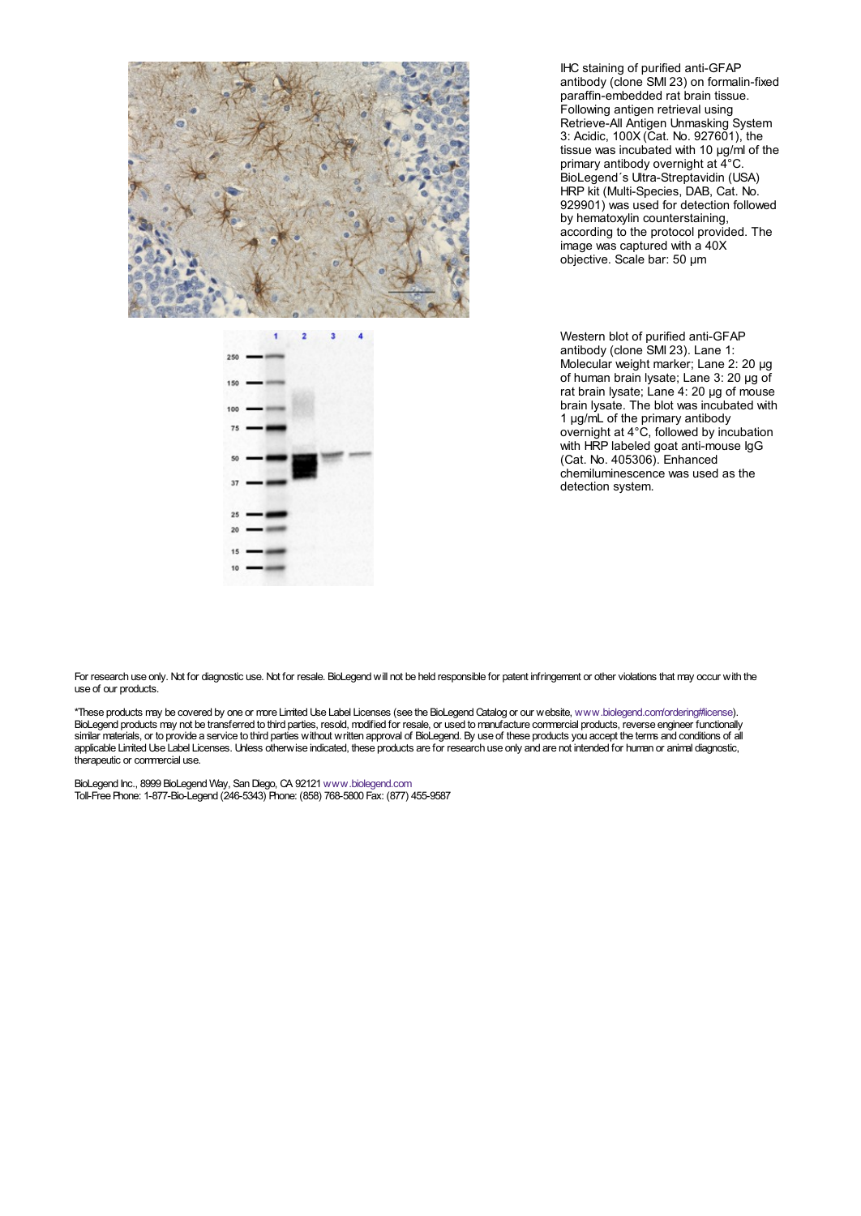IHC staining of purified anti-GFAP antibody (clone SMI 23) on formalin-fixed paraffin-embedded rat brain tissue. Following antigen retrieval using Retrieve-All Antigen Unmasking System 3: Acidic, 100X (Cat. No. 927601), the tissue was incubated with 10 µg/ml of the primary antibody overnight at 4°C. BioLegend´s Ultra-Streptavidin (USA) HRP kit (Multi-Species, DAB, Cat. No. 929901) was used for detection followed by hematoxylin counterstaining, according to the protocol provided. The image was captured with a 40X objective. Scale bar: 50 µm

1 2 3 4

250
150
100
75
50
37
25
20
15
10

Western blot of purified anti-GFAP antibody (clone SMI 23). Lane 1: Molecular weight marker; Lane 2: 20 µg of human brain lysate; Lane 3: 20 µg of rat brain lysate; Lane 4: 20 µg of mouse brain lysate. The blot was incubated with 1 µg/mL of the primary antibody overnight at 4°C, followed by incubation with HRP labeled goat anti-mouse IgG (Cat. No. 405306). Enhanced chemiluminescence was used as the detection system.

For research use only. Not for diagnostic use. Not for resale. BioLegend will not be held responsible for patent infringement or other violations that may occur with the use of our products.

*These products may be covered by one or more Limited Use Label Licenses (see the BioLegend Catalog or our website, www.biolegend.com/ordering#license). BioLegend products may not be transferred to third parties, resold, modified for resale, or used to manufacture commercial products, reverse engineer functionally similar materials, or to provide a service to third parties without written approval of BioLegend. By use of these products you accept the terms and conditions of all applicable Limited Use Label Licenses. Unless otherwise indicated, these products are for research use only and are not intended for human or animal diagnostic, therapeutic or commercial use.

BioLegend Inc., 8999 BioLegend Way, San Diego, CA 92121 www.biolegend.com
Toll-Free Phone: 1-877-Bio-Legend (246-5343) Phone: (858) 768-5800 Fax: (877) 455-9587